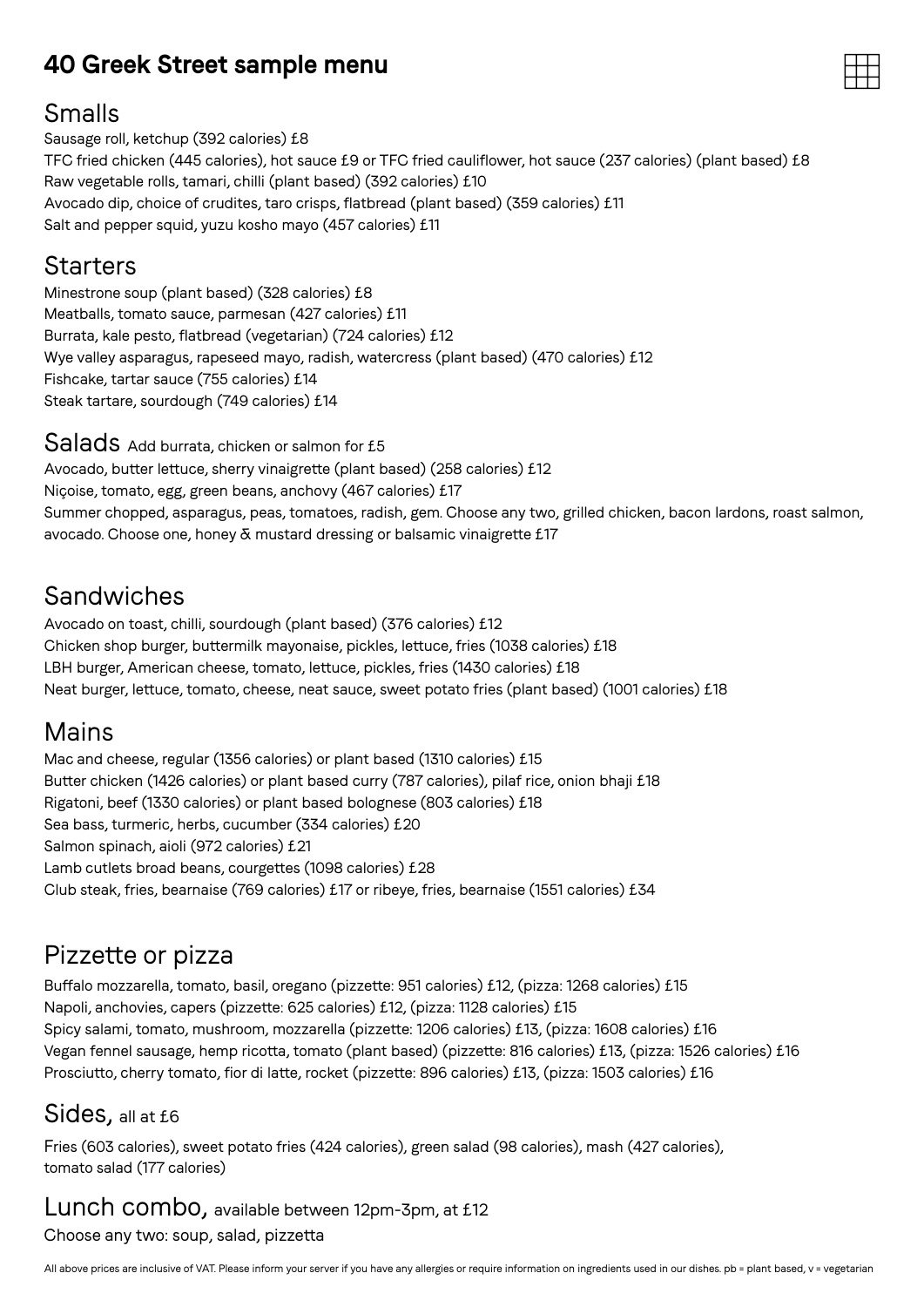# 40 Greek Street sample menu

## Smalls

Sausage roll, ketchup (392 calories) £8
TFC fried chicken (445 calories), hot sauce £9 or TFC fried cauliflower, hot sauce (237 calories) (plant based) £8
Raw vegetable rolls, tamari, chilli (plant based) (392 calories) £10
Avocado dip, choice of crudites, taro crisps, flatbread (plant based) (359 calories) £11
Salt and pepper squid, yuzu kosho mayo (457 calories) £11

## Starters

Minestrone soup (plant based) (328 calories) £8
Meatballs, tomato sauce, parmesan (427 calories) £11
Burrata, kale pesto, flatbread (vegetarian) (724 calories) £12
Wye valley asparagus, rapeseed mayo, radish, watercress (plant based) (470 calories) £12
Fishcake, tartar sauce (755 calories) £14
Steak tartare, sourdough (749 calories) £14

## Salads Add burrata, chicken or salmon for £5

Avocado, butter lettuce, sherry vinaigrette (plant based) (258 calories) £12
Niçoise, tomato, egg, green beans, anchovy (467 calories) £17
Summer chopped, asparagus, peas, tomatoes, radish, gem. Choose any two, grilled chicken, bacon lardons, roast salmon, avocado. Choose one, honey & mustard dressing or balsamic vinaigrette £17

## Sandwiches

Avocado on toast, chilli, sourdough (plant based) (376 calories) £12
Chicken shop burger, buttermilk mayonaise, pickles, lettuce, fries (1038 calories) £18
LBH burger, American cheese, tomato, lettuce, pickles, fries (1430 calories) £18
Neat burger, lettuce, tomato, cheese, neat sauce, sweet potato fries (plant based) (1001 calories) £18

## Mains

Mac and cheese, regular (1356 calories) or plant based (1310 calories) £15
Butter chicken (1426 calories) or plant based curry (787 calories), pilaf rice, onion bhaji £18
Rigatoni, beef (1330 calories) or plant based bolognese (803 calories) £18
Sea bass, turmeric, herbs, cucumber (334 calories) £20
Salmon spinach, aioli (972 calories) £21
Lamb cutlets broad beans, courgettes (1098 calories) £28
Club steak, fries, bearnaise (769 calories) £17 or ribeye, fries, bearnaise (1551 calories) £34

## Pizzette or pizza

Buffalo mozzarella, tomato, basil, oregano (pizzette: 951 calories) £12, (pizza: 1268 calories) £15
Napoli, anchovies, capers (pizzette: 625 calories) £12, (pizza: 1128 calories) £15
Spicy salami, tomato, mushroom, mozzarella (pizzette: 1206 calories) £13, (pizza: 1608 calories) £16
Vegan fennel sausage, hemp ricotta, tomato (plant based) (pizzette: 816 calories) £13, (pizza: 1526 calories) £16
Prosciutto, cherry tomato, fior di latte, rocket (pizzette: 896 calories) £13, (pizza: 1503 calories) £16

## Sides, all at £6

Fries (603 calories), sweet potato fries (424 calories), green salad (98 calories), mash (427 calories), tomato salad (177 calories)

## Lunch combo, available between 12pm-3pm, at £12

Choose any two: soup, salad, pizzetta

All above prices are inclusive of VAT. Please inform your server if you have any allergies or require information on ingredients used in our dishes. pb = plant based, v = vegetarian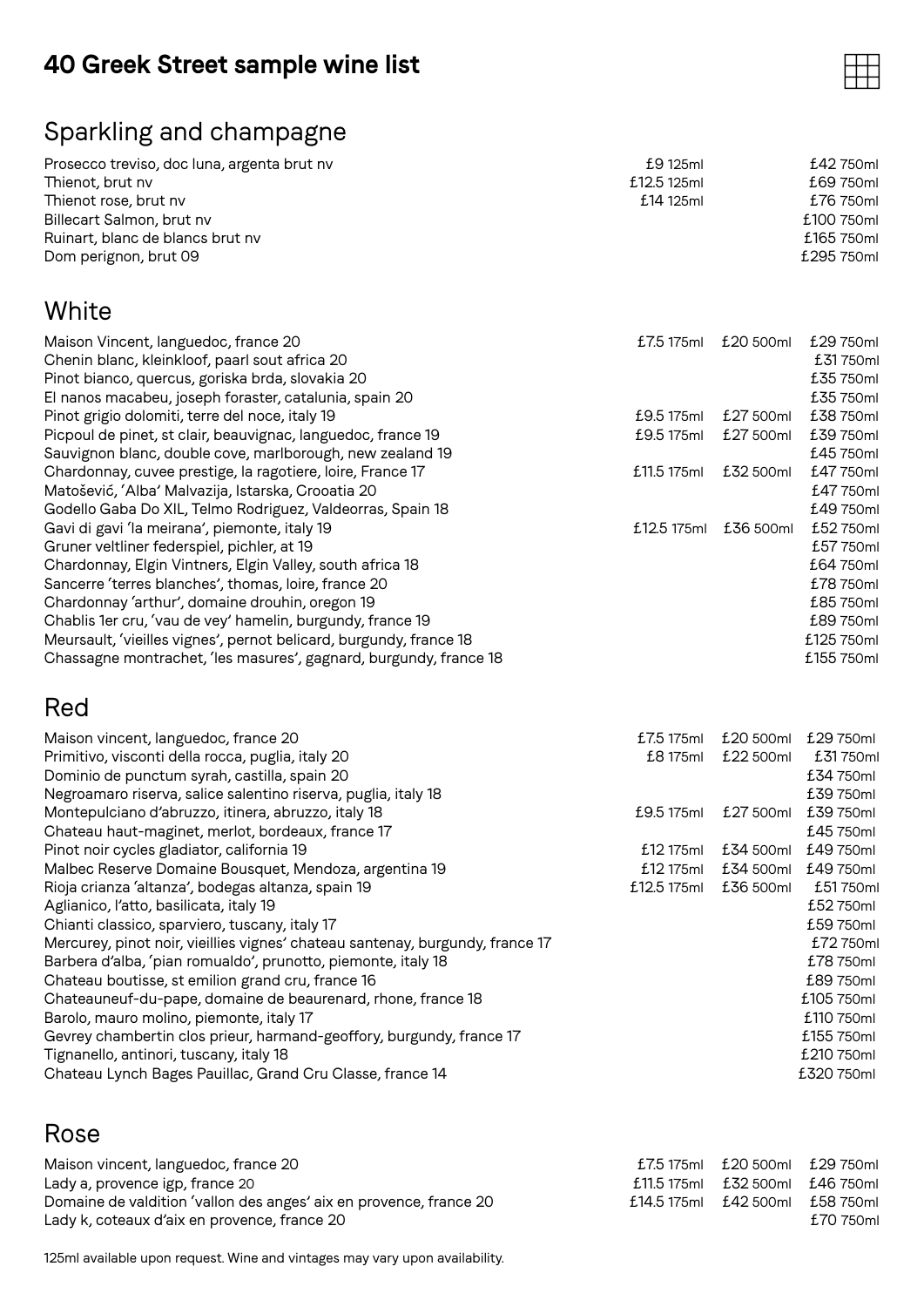# 40 Greek Street sample wine list

## Sparkling and champagne

| | | | |
|---|---|---|---|
| Prosecco treviso, doc luna, argenta brut nv | £9 125ml | | £42 750ml |
| Thienot, brut nv | £12.5 125ml | | £69 750ml |
| Thienot rose, brut nv | £14 125ml | | £76 750ml |
| Billecart Salmon, brut nv | | | £100 750ml |
| Ruinart, blanc de blancs brut nv | | | £165 750ml |
| Dom perignon, brut 09 | | | £295 750ml |

## White

| | | | |
|---|---|---|---|
| Maison Vincent, languedoc, france 20 | £7.5 175ml | £20 500ml | £29 750ml |
| Chenin blanc, kleinkloof, paarl sout africa 20 | | | £31 750ml |
| Pinot bianco, quercus, goriska brda, slovakia 20 | | | £35 750ml |
| El nanos macabeu, joseph foraster, catalunia, spain 20 | | | £35 750ml |
| Pinot grigio dolomiti, terre del noce, italy 19 | £9.5 175ml | £27 500ml | £38 750ml |
| Picpoul de pinet, st clair, beauvignac, languedoc, france 19 | £9.5 175ml | £27 500ml | £39 750ml |
| Sauvignon blanc, double cove, marlborough, new zealand 19 | | | £45 750ml |
| Chardonnay, cuvee prestige, la ragotiere, loire, France 17 | £11.5 175ml | £32 500ml | £47 750ml |
| Matošević, 'Alba' Malvazija, Istarska, Crooatia 20 | | | £47 750ml |
| Godello Gaba Do XIL, Telmo Rodriguez, Valdeorras, Spain 18 | | | £49 750ml |
| Gavi di gavi 'la meirana', piemonte, italy 19 | £12.5 175ml | £36 500ml | £52 750ml |
| Gruner veltliner federspiel, pichler, at 19 | | | £57 750ml |
| Chardonnay, Elgin Vintners, Elgin Valley, south africa 18 | | | £64 750ml |
| Sancerre 'terres blanches', thomas, loire, france 20 | | | £78 750ml |
| Chardonnay 'arthur', domaine drouhin, oregon 19 | | | £85 750ml |
| Chablis 1er cru, 'vau de vey' hamelin, burgundy, france 19 | | | £89 750ml |
| Meursault, 'vieilles vignes', pernot belicard, burgundy, france 18 | | | £125 750ml |
| Chassagne montrachet, 'les masures', gagnard, burgundy, france 18 | | | £155 750ml |

## Red

| | | | |
|---|---|---|---|
| Maison vincent, languedoc, france 20 | £7.5 175ml | £20 500ml | £29 750ml |
| Primitivo, visconti della rocca, puglia, italy 20 | £8 175ml | £22 500ml | £31 750ml |
| Dominio de punctum syrah, castilla, spain 20 | | | £34 750ml |
| Negroamaro riserva, salice salentino riserva, puglia, italy 18 | | | £39 750ml |
| Montepulciano d'abruzzo, itinera, abruzzo, italy 18 | £9.5 175ml | £27 500ml | £39 750ml |
| Chateau haut-maginet, merlot, bordeaux, france 17 | | | £45 750ml |
| Pinot noir cycles gladiator, california 19 | £12 175ml | £34 500ml | £49 750ml |
| Malbec Reserve Domaine Bousquet, Mendoza, argentina 19 | £12 175ml | £34 500ml | £49 750ml |
| Rioja crianza 'altanza', bodegas altanza, spain 19 | £12.5 175ml | £36 500ml | £51 750ml |
| Aglianico, l'atto, basilicata, italy 19 | | | £52 750ml |
| Chianti classico, sparviero, tuscany, italy 17 | | | £59 750ml |
| Mercurey, pinot noir, vieillies vignes' chateau santenay, burgundy, france 17 | | | £72 750ml |
| Barbera d'alba, 'pian romualdo', prunotto, piemonte, italy 18 | | | £78 750ml |
| Chateau boutisse, st emilion grand cru, france 16 | | | £89 750ml |
| Chateauneuf-du-pape, domaine de beaurenard, rhone, france 18 | | | £105 750ml |
| Barolo, mauro molino, piemonte, italy 17 | | | £110 750ml |
| Gevrey chambertin clos prieur, harmand-geoffory, burgundy, france 17 | | | £155 750ml |
| Tignanello, antinori, tuscany, italy 18 | | | £210 750ml |
| Chateau Lynch Bages Pauillac, Grand Cru Classe, france 14 | | | £320 750ml |

## Rose

| | | | |
|---|---|---|---|
| Maison vincent, languedoc, france 20 | £7.5 175ml | £20 500ml | £29 750ml |
| Lady a, provence igp, france 20 | £11.5 175ml | £32 500ml | £46 750ml |
| Domaine de valdition 'vallon des anges' aix en provence, france 20 | £14.5 175ml | £42 500ml | £58 750ml |
| Lady k, coteaux d'aix en provence, france 20 | | | £70 750ml |

125ml available upon request. Wine and vintages may vary upon availability.